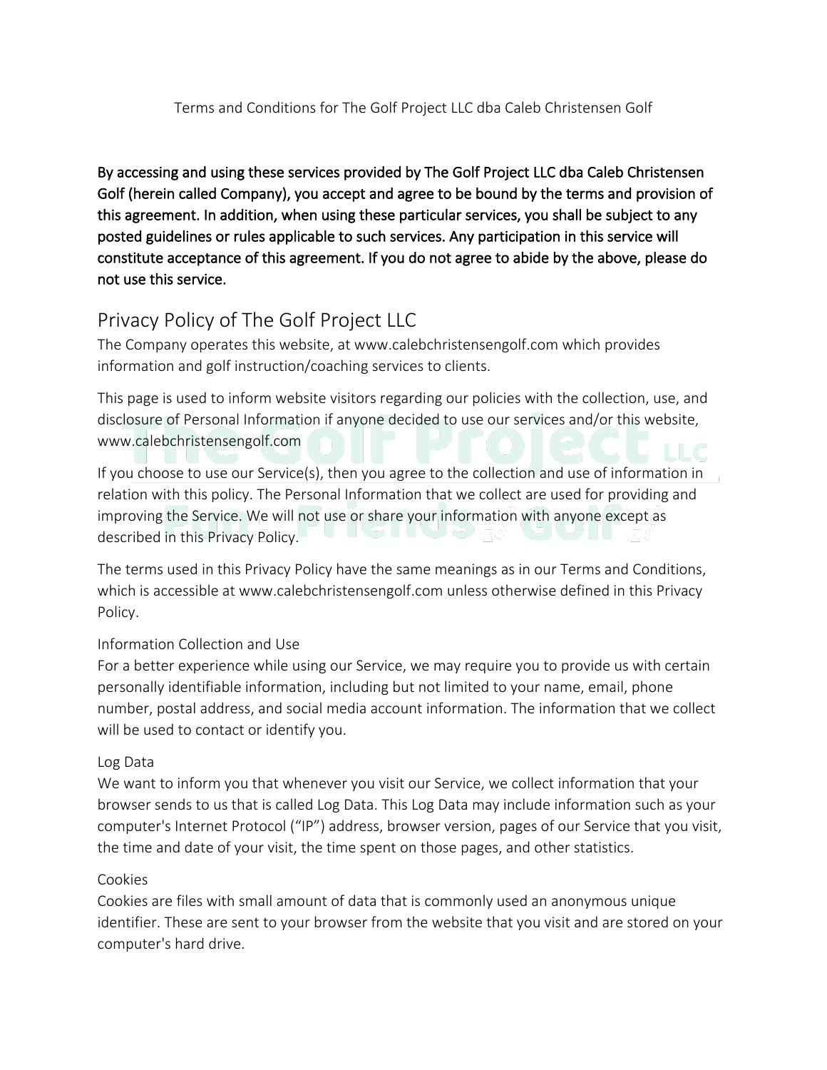Terms and Conditions for The Golf Project LLC dba Caleb Christensen Golf

**By accessing and using these services provided by The Golf Project LLC dba Caleb Christensen Golf (herein called Company), you accept and agree to be bound by the terms and provision of this agreement. In addition, when using these particular services, you shall be subject to any posted guidelines or rules applicable to such services. Any participation in this service will constitute acceptance of this agreement. If you do not agree to abide by the above, please do not use this service.**

## Privacy Policy of The Golf Project LLC

The Company operates this website, at www.calebchristensengolf.com which provides information and golf instruction/coaching services to clients.

This page is used to inform website visitors regarding our policies with the collection, use, and disclosure of Personal Information if anyone decided to use our services and/or this website, www.calebchristensengolf.com

If you choose to use our Service(s), then you agree to the collection and use of information in relation with this policy. The Personal Information that we collect are used for providing and improving the Service. We will not use or share your information with anyone except as described in this Privacy Policy.

The terms used in this Privacy Policy have the same meanings as in our Terms and Conditions, which is accessible at www.calebchristensengolf.com unless otherwise defined in this Privacy Policy.

### Information Collection and Use

For a better experience while using our Service, we may require you to provide us with certain personally identifiable information, including but not limited to your name, email, phone number, postal address, and social media account information. The information that we collect will be used to contact or identify you.

### Log Data

We want to inform you that whenever you visit our Service, we collect information that your browser sends to us that is called Log Data. This Log Data may include information such as your computer's Internet Protocol ("IP") address, browser version, pages of our Service that you visit, the time and date of your visit, the time spent on those pages, and other statistics.

### Cookies

Cookies are files with small amount of data that is commonly used an anonymous unique identifier. These are sent to your browser from the website that you visit and are stored on your computer's hard drive.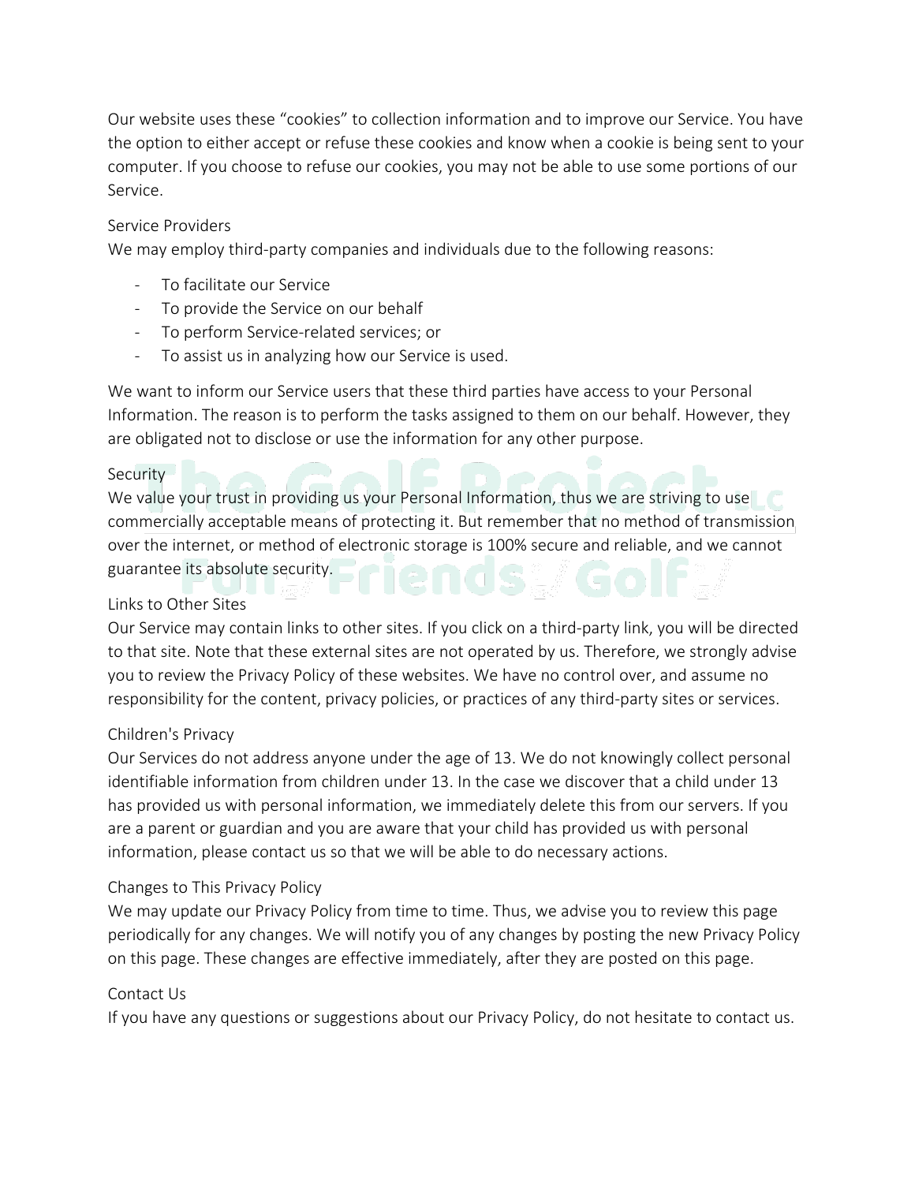Our website uses these “cookies” to collection information and to improve our Service. You have the option to either accept or refuse these cookies and know when a cookie is being sent to your computer. If you choose to refuse our cookies, you may not be able to use some portions of our Service.

## Service Providers

We may employ third-party companies and individuals due to the following reasons:

- To facilitate our Service
- To provide the Service on our behalf
- To perform Service-related services; or
- To assist us in analyzing how our Service is used.

We want to inform our Service users that these third parties have access to your Personal Information. The reason is to perform the tasks assigned to them on our behalf. However, they are obligated not to disclose or use the information for any other purpose.

## Security

We value your trust in providing us your Personal Information, thus we are striving to use commercially acceptable means of protecting it. But remember that no method of transmission over the internet, or method of electronic storage is 100% secure and reliable, and we cannot guarantee its absolute security.

## Links to Other Sites

Our Service may contain links to other sites. If you click on a third-party link, you will be directed to that site. Note that these external sites are not operated by us. Therefore, we strongly advise you to review the Privacy Policy of these websites. We have no control over, and assume no responsibility for the content, privacy policies, or practices of any third-party sites or services.

## Children's Privacy

Our Services do not address anyone under the age of 13. We do not knowingly collect personal identifiable information from children under 13. In the case we discover that a child under 13 has provided us with personal information, we immediately delete this from our servers. If you are a parent or guardian and you are aware that your child has provided us with personal information, please contact us so that we will be able to do necessary actions.

## Changes to This Privacy Policy

We may update our Privacy Policy from time to time. Thus, we advise you to review this page periodically for any changes. We will notify you of any changes by posting the new Privacy Policy on this page. These changes are effective immediately, after they are posted on this page.

## Contact Us

If you have any questions or suggestions about our Privacy Policy, do not hesitate to contact us.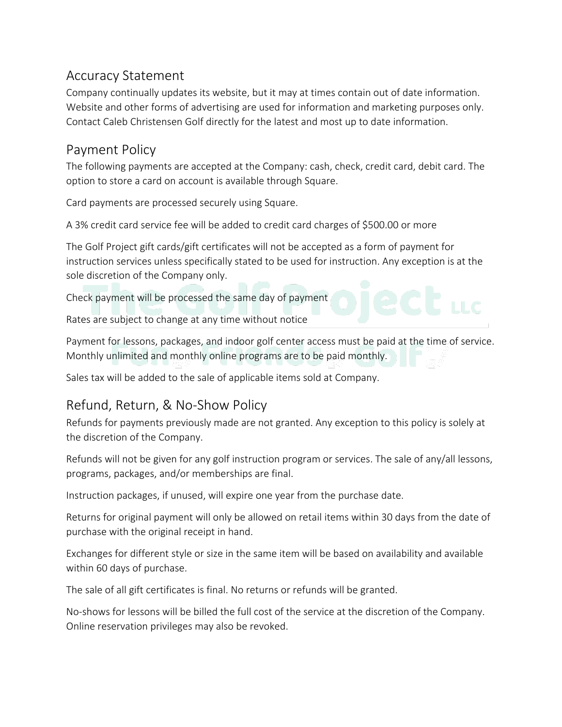## Accuracy Statement

Company continually updates its website, but it may at times contain out of date information. Website and other forms of advertising are used for information and marketing purposes only. Contact Caleb Christensen Golf directly for the latest and most up to date information.

## Payment Policy

The following payments are accepted at the Company: cash, check, credit card, debit card. The option to store a card on account is available through Square.

Card payments are processed securely using Square.

A 3% credit card service fee will be added to credit card charges of $500.00 or more

The Golf Project gift cards/gift certificates will not be accepted as a form of payment for instruction services unless specifically stated to be used for instruction. Any exception is at the sole discretion of the Company only.

Check payment will be processed the same day of payment

Rates are subject to change at any time without notice

Payment for lessons, packages, and indoor golf center access must be paid at the time of service. Monthly unlimited and monthly online programs are to be paid monthly.

Sales tax will be added to the sale of applicable items sold at Company.

## Refund, Return, & No-Show Policy

Refunds for payments previously made are not granted. Any exception to this policy is solely at the discretion of the Company.

Refunds will not be given for any golf instruction program or services. The sale of any/all lessons, programs, packages, and/or memberships are final.

Instruction packages, if unused, will expire one year from the purchase date.

Returns for original payment will only be allowed on retail items within 30 days from the date of purchase with the original receipt in hand.

Exchanges for different style or size in the same item will be based on availability and available within 60 days of purchase.

The sale of all gift certificates is final. No returns or refunds will be granted.

No-shows for lessons will be billed the full cost of the service at the discretion of the Company. Online reservation privileges may also be revoked.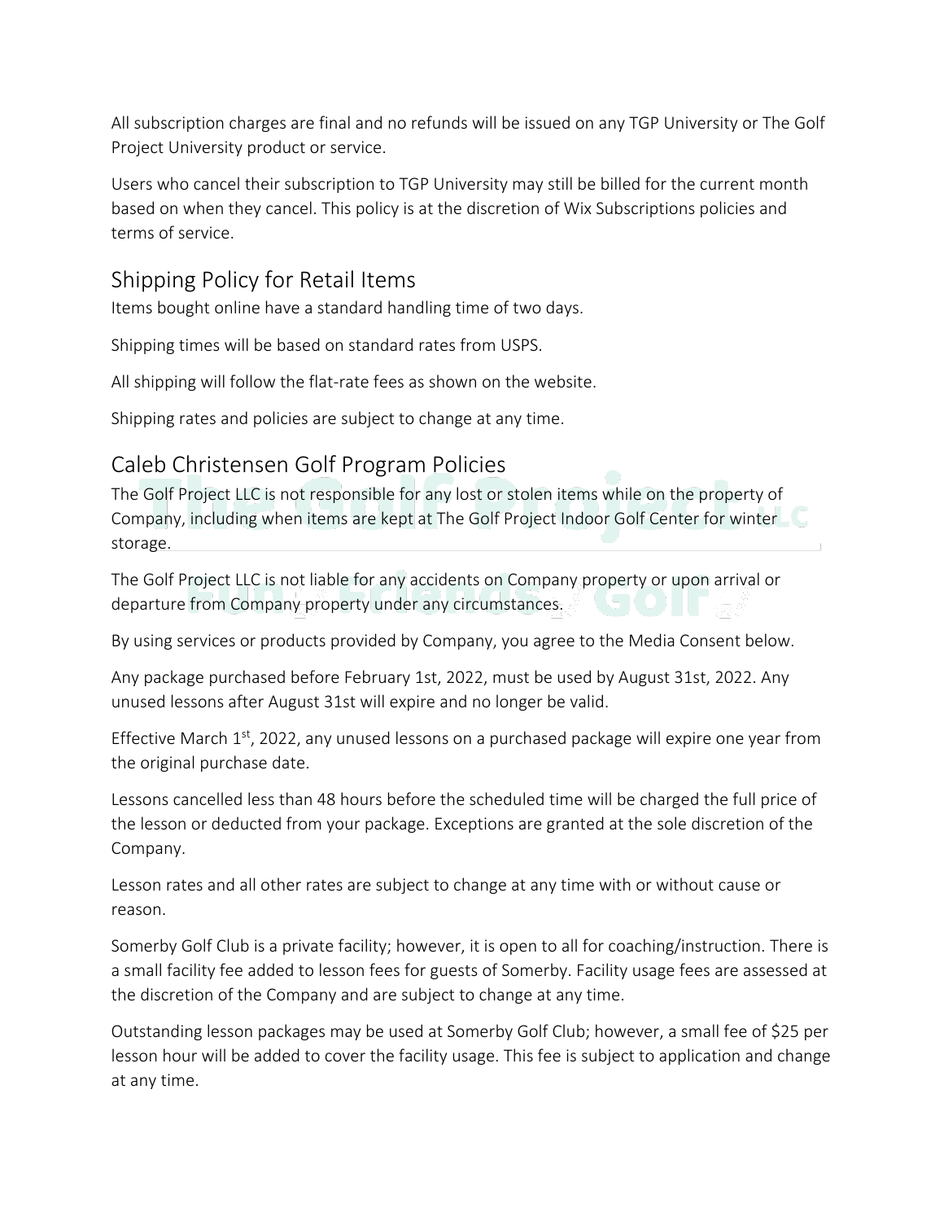All subscription charges are final and no refunds will be issued on any TGP University or The Golf Project University product or service.

Users who cancel their subscription to TGP University may still be billed for the current month based on when they cancel. This policy is at the discretion of Wix Subscriptions policies and terms of service.

## Shipping Policy for Retail Items

Items bought online have a standard handling time of two days.

Shipping times will be based on standard rates from USPS.

All shipping will follow the flat-rate fees as shown on the website.

Shipping rates and policies are subject to change at any time.

## Caleb Christensen Golf Program Policies

The Golf Project LLC is not responsible for any lost or stolen items while on the property of Company, including when items are kept at The Golf Project Indoor Golf Center for winter storage.

The Golf Project LLC is not liable for any accidents on Company property or upon arrival or departure from Company property under any circumstances.

By using services or products provided by Company, you agree to the Media Consent below.

Any package purchased before February 1st, 2022, must be used by August 31st, 2022. Any unused lessons after August 31st will expire and no longer be valid.

Effective March 1st, 2022, any unused lessons on a purchased package will expire one year from the original purchase date.

Lessons cancelled less than 48 hours before the scheduled time will be charged the full price of the lesson or deducted from your package. Exceptions are granted at the sole discretion of the Company.

Lesson rates and all other rates are subject to change at any time with or without cause or reason.

Somerby Golf Club is a private facility; however, it is open to all for coaching/instruction. There is a small facility fee added to lesson fees for guests of Somerby. Facility usage fees are assessed at the discretion of the Company and are subject to change at any time.

Outstanding lesson packages may be used at Somerby Golf Club; however, a small fee of $25 per lesson hour will be added to cover the facility usage. This fee is subject to application and change at any time.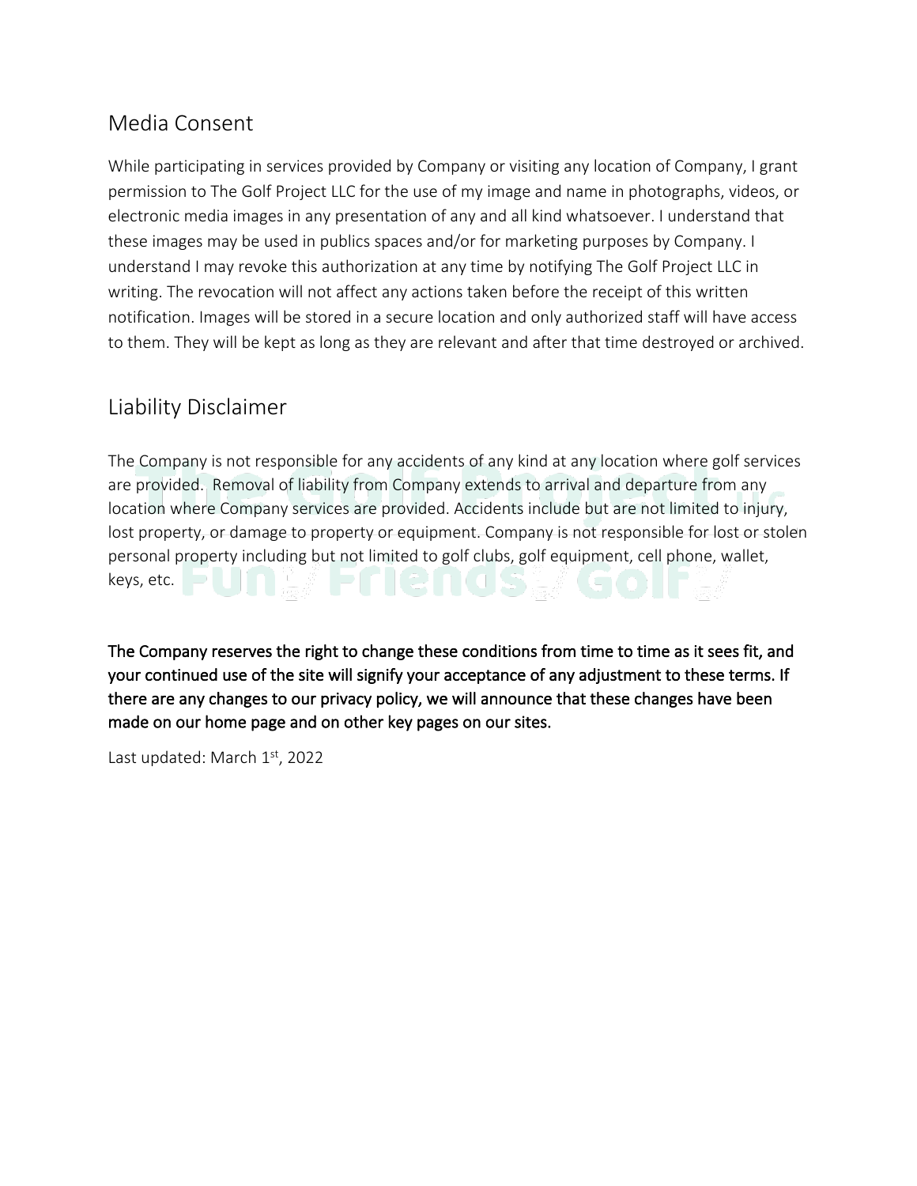## Media Consent

While participating in services provided by Company or visiting any location of Company, I grant permission to The Golf Project LLC for the use of my image and name in photographs, videos, or electronic media images in any presentation of any and all kind whatsoever. I understand that these images may be used in publics spaces and/or for marketing purposes by Company. I understand I may revoke this authorization at any time by notifying The Golf Project LLC in writing. The revocation will not affect any actions taken before the receipt of this written notification. Images will be stored in a secure location and only authorized staff will have access to them. They will be kept as long as they are relevant and after that time destroyed or archived.

## Liability Disclaimer

The Company is not responsible for any accidents of any kind at any location where golf services are provided. Removal of liability from Company extends to arrival and departure from any location where Company services are provided. Accidents include but are not limited to injury, lost property, or damage to property or equipment. Company is not responsible for lost or stolen personal property including but not limited to golf clubs, golf equipment, cell phone, wallet, keys, etc.

**The Company reserves the right to change these conditions from time to time as it sees fit, and your continued use of the site will signify your acceptance of any adjustment to these terms. If there are any changes to our privacy policy, we will announce that these changes have been made on our home page and on other key pages on our sites.**

Last updated: March 1st, 2022